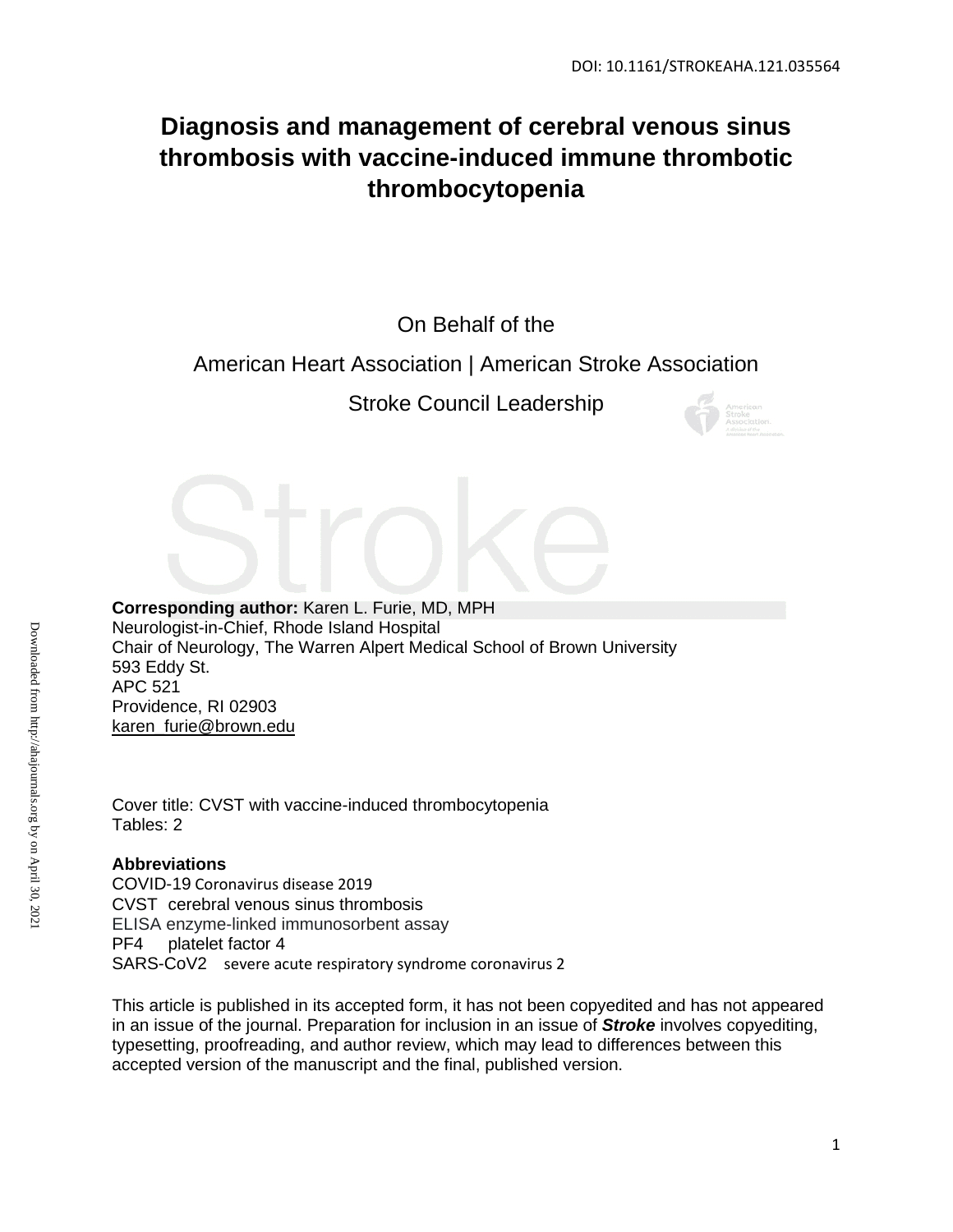DOI: 10.1161/STROKEAHA.121.035564

# Diagnosis and management of cerebral venous sinus thrombosis with vaccine-induced immune thrombotic thrombocytopenia

On Behalf of the

American Heart Association | American Stroke Association

Stroke Council Leadership

**Corresponding author:** Karen L. Furie, MD, MPH
Neurologist-in-Chief, Rhode Island Hospital
Chair of Neurology, The Warren Alpert Medical School of Brown University
593 Eddy St.
APC 521
Providence, RI 02903
karen_furie@brown.edu

Cover title: CVST with vaccine-induced thrombocytopenia
Tables: 2

**Abbreviations**

COVID-19 Coronavirus disease 2019
CVST cerebral venous sinus thrombosis
ELISA enzyme-linked immunosorbent assay
PF4 platelet factor 4
SARS-CoV2 severe acute respiratory syndrome coronavirus 2

This article is published in its accepted form, it has not been copyedited and has not appeared in an issue of the journal. Preparation for inclusion in an issue of ***Stroke*** involves copyediting, typesetting, proofreading, and author review, which may lead to differences between this accepted version of the manuscript and the final, published version.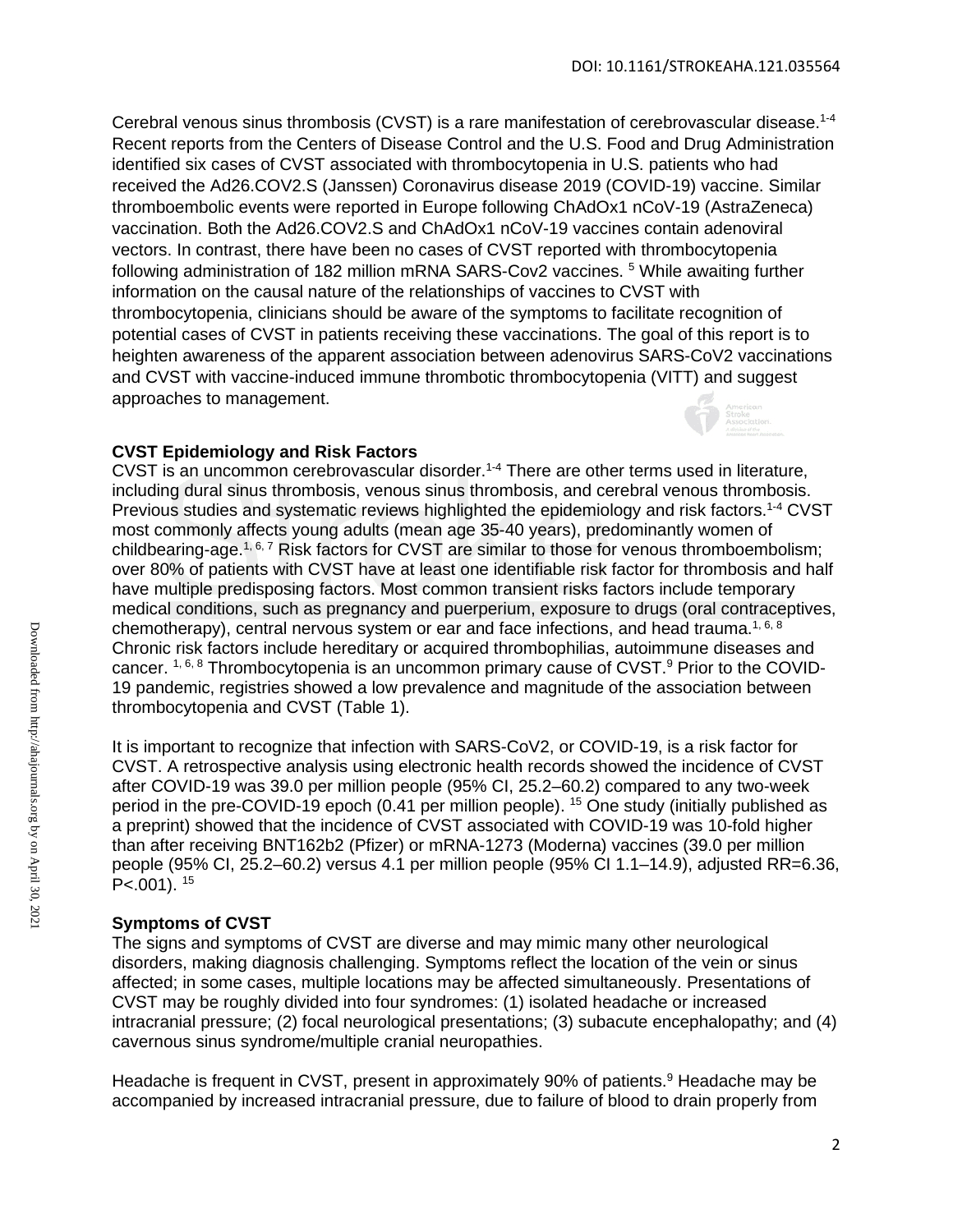Cerebral venous sinus thrombosis (CVST) is a rare manifestation of cerebrovascular disease.[1-4] Recent reports from the Centers of Disease Control and the U.S. Food and Drug Administration identified six cases of CVST associated with thrombocytopenia in U.S. patients who had received the Ad26.COV2.S (Janssen) Coronavirus disease 2019 (COVID-19) vaccine. Similar thromboembolic events were reported in Europe following ChAdOx1 nCoV-19 (AstraZeneca) vaccination. Both the Ad26.COV2.S and ChAdOx1 nCoV-19 vaccines contain adenoviral vectors. In contrast, there have been no cases of CVST reported with thrombocytopenia following administration of 182 million mRNA SARS-Cov2 vaccines. [5] While awaiting further information on the causal nature of the relationships of vaccines to CVST with thrombocytopenia, clinicians should be aware of the symptoms to facilitate recognition of potential cases of CVST in patients receiving these vaccinations. The goal of this report is to heighten awareness of the apparent association between adenovirus SARS-CoV2 vaccinations and CVST with vaccine-induced immune thrombotic thrombocytopenia (VITT) and suggest approaches to management.

**CVST Epidemiology and Risk Factors**

CVST is an uncommon cerebrovascular disorder.[1-4] There are other terms used in literature, including dural sinus thrombosis, venous sinus thrombosis, and cerebral venous thrombosis. Previous studies and systematic reviews highlighted the epidemiology and risk factors.[1-4] CVST most commonly affects young adults (mean age 35-40 years), predominantly women of childbearing-age.[1, 6, 7] Risk factors for CVST are similar to those for venous thromboembolism; over 80% of patients with CVST have at least one identifiable risk factor for thrombosis and half have multiple predisposing factors. Most common transient risks factors include temporary medical conditions, such as pregnancy and puerperium, exposure to drugs (oral contraceptives, chemotherapy), central nervous system or ear and face infections, and head trauma.[1, 6, 8] Chronic risk factors include hereditary or acquired thrombophilias, autoimmune diseases and cancer. [1, 6, 8] Thrombocytopenia is an uncommon primary cause of CVST.[9] Prior to the COVID-19 pandemic, registries showed a low prevalence and magnitude of the association between thrombocytopenia and CVST (Table 1).

It is important to recognize that infection with SARS-CoV2, or COVID-19, is a risk factor for CVST. A retrospective analysis using electronic health records showed the incidence of CVST after COVID-19 was 39.0 per million people (95% CI, 25.2–60.2) compared to any two-week period in the pre-COVID-19 epoch (0.41 per million people). [15] One study (initially published as a preprint) showed that the incidence of CVST associated with COVID-19 was 10-fold higher than after receiving BNT162b2 (Pfizer) or mRNA-1273 (Moderna) vaccines (39.0 per million people (95% CI, 25.2–60.2) versus 4.1 per million people (95% CI 1.1–14.9), adjusted RR=6.36, $P<.001$). [15]

**Symptoms of CVST**

The signs and symptoms of CVST are diverse and may mimic many other neurological disorders, making diagnosis challenging. Symptoms reflect the location of the vein or sinus affected; in some cases, multiple locations may be affected simultaneously. Presentations of CVST may be roughly divided into four syndromes: (1) isolated headache or increased intracranial pressure; (2) focal neurological presentations; (3) subacute encephalopathy; and (4) cavernous sinus syndrome/multiple cranial neuropathies.

Headache is frequent in CVST, present in approximately 90% of patients.[9] Headache may be accompanied by increased intracranial pressure, due to failure of blood to drain properly from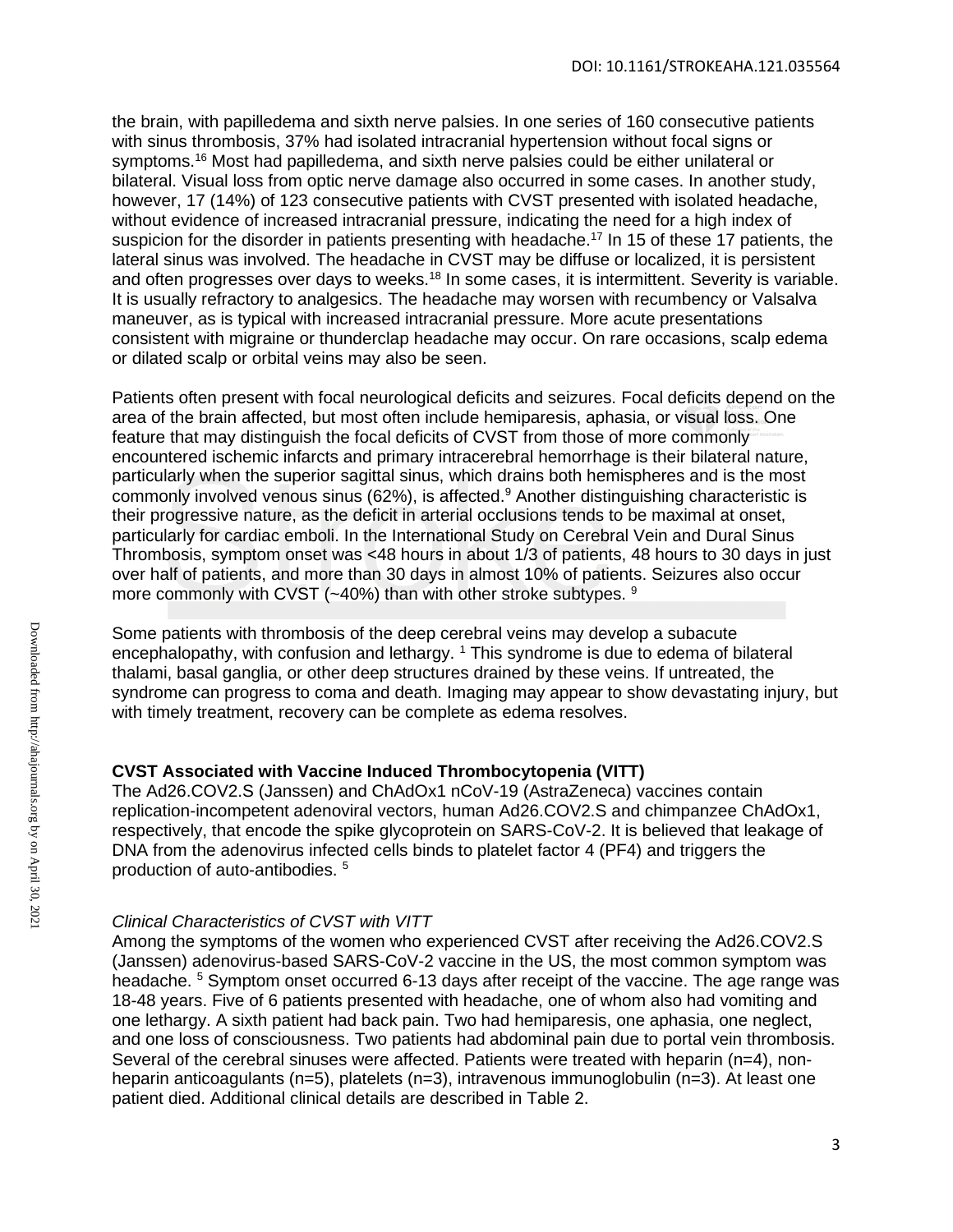the brain, with papilledema and sixth nerve palsies. In one series of 160 consecutive patients with sinus thrombosis, 37% had isolated intracranial hypertension without focal signs or symptoms.[16] Most had papilledema, and sixth nerve palsies could be either unilateral or bilateral. Visual loss from optic nerve damage also occurred in some cases. In another study, however, 17 (14%) of 123 consecutive patients with CVST presented with isolated headache, without evidence of increased intracranial pressure, indicating the need for a high index of suspicion for the disorder in patients presenting with headache.[17] In 15 of these 17 patients, the lateral sinus was involved. The headache in CVST may be diffuse or localized, it is persistent and often progresses over days to weeks.[18] In some cases, it is intermittent. Severity is variable. It is usually refractory to analgesics. The headache may worsen with recumbency or Valsalva maneuver, as is typical with increased intracranial pressure. More acute presentations consistent with migraine or thunderclap headache may occur. On rare occasions, scalp edema or dilated scalp or orbital veins may also be seen.

Patients often present with focal neurological deficits and seizures. Focal deficits depend on the area of the brain affected, but most often include hemiparesis, aphasia, or visual loss. One feature that may distinguish the focal deficits of CVST from those of more commonly encountered ischemic infarcts and primary intracerebral hemorrhage is their bilateral nature, particularly when the superior sagittal sinus, which drains both hemispheres and is the most commonly involved venous sinus (62%), is affected.[9] Another distinguishing characteristic is their progressive nature, as the deficit in arterial occlusions tends to be maximal at onset, particularly for cardiac emboli. In the International Study on Cerebral Vein and Dural Sinus Thrombosis, symptom onset was <48 hours in about 1/3 of patients, 48 hours to 30 days in just over half of patients, and more than 30 days in almost 10% of patients. Seizures also occur more commonly with CVST (~40%) than with other stroke subtypes. [9]

Some patients with thrombosis of the deep cerebral veins may develop a subacute encephalopathy, with confusion and lethargy. [1] This syndrome is due to edema of bilateral thalami, basal ganglia, or other deep structures drained by these veins. If untreated, the syndrome can progress to coma and death. Imaging may appear to show devastating injury, but with timely treatment, recovery can be complete as edema resolves.

**CVST Associated with Vaccine Induced Thrombocytopenia (VITT)**

The Ad26.COV2.S (Janssen) and ChAdOx1 nCoV-19 (AstraZeneca) vaccines contain replication-incompetent adenoviral vectors, human Ad26.COV2.S and chimpanzee ChAdOx1, respectively, that encode the spike glycoprotein on SARS-CoV-2. It is believed that leakage of DNA from the adenovirus infected cells binds to platelet factor 4 (PF4) and triggers the production of auto-antibodies. [5]

*Clinical Characteristics of CVST with VITT*

Among the symptoms of the women who experienced CVST after receiving the Ad26.COV2.S (Janssen) adenovirus-based SARS-CoV-2 vaccine in the US, the most common symptom was headache. [5] Symptom onset occurred 6-13 days after receipt of the vaccine. The age range was 18-48 years. Five of 6 patients presented with headache, one of whom also had vomiting and one lethargy. A sixth patient had back pain. Two had hemiparesis, one aphasia, one neglect, and one loss of consciousness. Two patients had abdominal pain due to portal vein thrombosis. Several of the cerebral sinuses were affected. Patients were treated with heparin (n=4), non-heparin anticoagulants (n=5), platelets (n=3), intravenous immunoglobulin (n=3). At least one patient died. Additional clinical details are described in Table 2.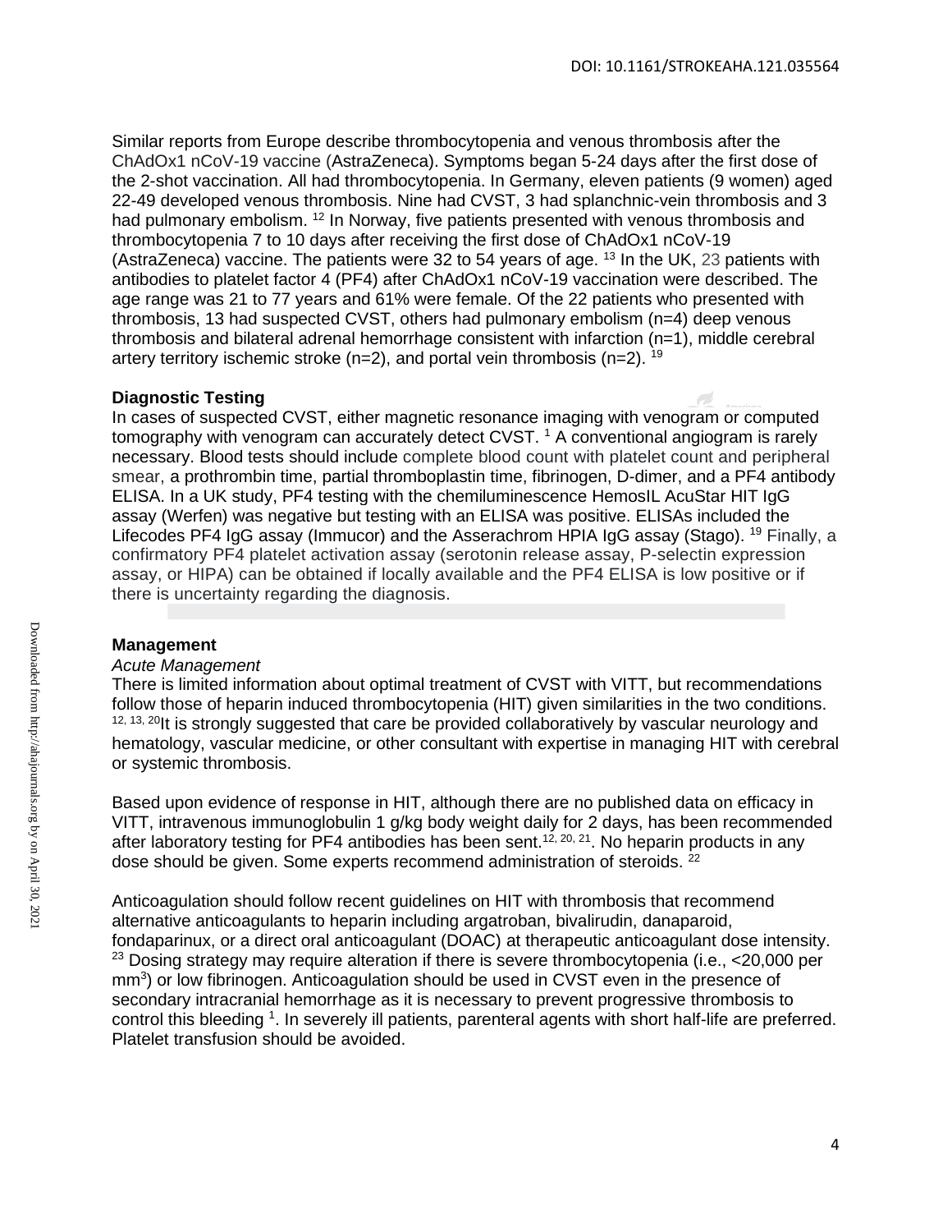Similar reports from Europe describe thrombocytopenia and venous thrombosis after the ChAdOx1 nCoV-19 vaccine (AstraZeneca). Symptoms began 5-24 days after the first dose of the 2-shot vaccination. All had thrombocytopenia. In Germany, eleven patients (9 women) aged 22-49 developed venous thrombosis. Nine had CVST, 3 had splanchnic-vein thrombosis and 3 had pulmonary embolism. [12] In Norway, five patients presented with venous thrombosis and thrombocytopenia 7 to 10 days after receiving the first dose of ChAdOx1 nCoV-19 (AstraZeneca) vaccine. The patients were 32 to 54 years of age. [13] In the UK, 23 patients with antibodies to platelet factor 4 (PF4) after ChAdOx1 nCoV-19 vaccination were described. The age range was 21 to 77 years and 61% were female. Of the 22 patients who presented with thrombosis, 13 had suspected CVST, others had pulmonary embolism (n=4) deep venous thrombosis and bilateral adrenal hemorrhage consistent with infarction (n=1), middle cerebral artery territory ischemic stroke (n=2), and portal vein thrombosis (n=2). [19]

**Diagnostic Testing**

In cases of suspected CVST, either magnetic resonance imaging with venogram or computed tomography with venogram can accurately detect CVST. [1] A conventional angiogram is rarely necessary. Blood tests should include complete blood count with platelet count and peripheral smear, a prothrombin time, partial thromboplastin time, fibrinogen, D-dimer, and a PF4 antibody ELISA. In a UK study, PF4 testing with the chemiluminescence HemosIL AcuStar HIT IgG assay (Werfen) was negative but testing with an ELISA was positive. ELISAs included the Lifecodes PF4 IgG assay (Immucor) and the Asserachrom HPIA IgG assay (Stago). [19] Finally, a confirmatory PF4 platelet activation assay (serotonin release assay, P-selectin expression assay, or HIPA) can be obtained if locally available and the PF4 ELISA is low positive or if there is uncertainty regarding the diagnosis.

**Management**

*Acute Management*

There is limited information about optimal treatment of CVST with VITT, but recommendations follow those of heparin induced thrombocytopenia (HIT) given similarities in the two conditions. [12, 13, 20] It is strongly suggested that care be provided collaboratively by vascular neurology and hematology, vascular medicine, or other consultant with expertise in managing HIT with cerebral or systemic thrombosis.

Based upon evidence of response in HIT, although there are no published data on efficacy in VITT, intravenous immunoglobulin 1 g/kg body weight daily for 2 days, has been recommended after laboratory testing for PF4 antibodies has been sent.[12, 20, 21]. No heparin products in any dose should be given. Some experts recommend administration of steroids. [22]

Anticoagulation should follow recent guidelines on HIT with thrombosis that recommend alternative anticoagulants to heparin including argatroban, bivalirudin, danaparoid, fondaparinux, or a direct oral anticoagulant (DOAC) at therapeutic anticoagulant dose intensity. [23] Dosing strategy may require alteration if there is severe thrombocytopenia (i.e., <20,000 per $mm^3$) or low fibrinogen. Anticoagulation should be used in CVST even in the presence of secondary intracranial hemorrhage as it is necessary to prevent progressive thrombosis to control this bleeding [1]. In severely ill patients, parenteral agents with short half-life are preferred. Platelet transfusion should be avoided.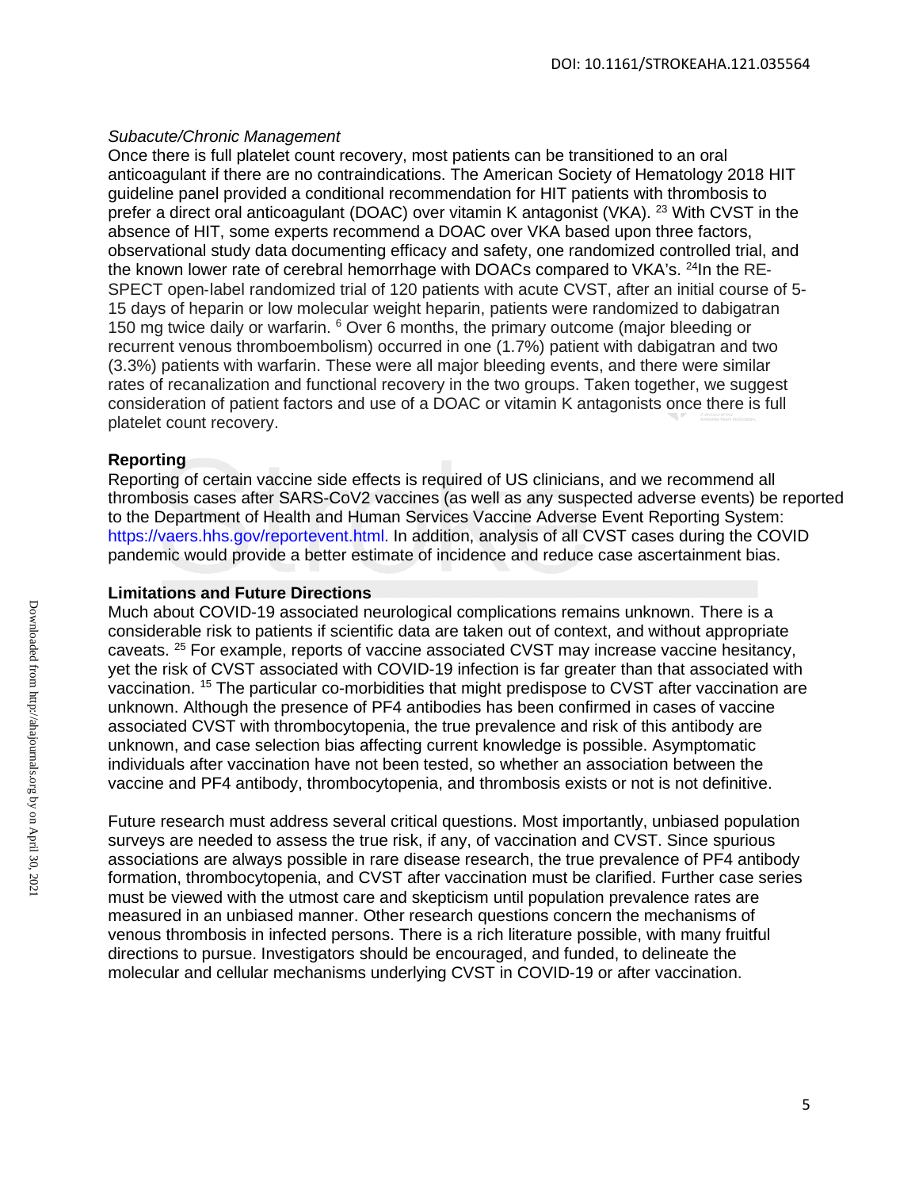*Subacute/Chronic Management*

Once there is full platelet count recovery, most patients can be transitioned to an oral anticoagulant if there are no contraindications. The American Society of Hematology 2018 HIT guideline panel provided a conditional recommendation for HIT patients with thrombosis to prefer a direct oral anticoagulant (DOAC) over vitamin K antagonist (VKA). [23] With CVST in the absence of HIT, some experts recommend a DOAC over VKA based upon three factors, observational study data documenting efficacy and safety, one randomized controlled trial, and the known lower rate of cerebral hemorrhage with DOACs compared to VKA's. [24]In the RE-SPECT open-label randomized trial of 120 patients with acute CVST, after an initial course of 5-15 days of heparin or low molecular weight heparin, patients were randomized to dabigatran 150 mg twice daily or warfarin. [6] Over 6 months, the primary outcome (major bleeding or recurrent venous thromboembolism) occurred in one (1.7%) patient with dabigatran and two (3.3%) patients with warfarin. These were all major bleeding events, and there were similar rates of recanalization and functional recovery in the two groups. Taken together, we suggest consideration of patient factors and use of a DOAC or vitamin K antagonists once there is full platelet count recovery.

**Reporting**

Reporting of certain vaccine side effects is required of US clinicians, and we recommend all thrombosis cases after SARS-CoV2 vaccines (as well as any suspected adverse events) be reported to the Department of Health and Human Services Vaccine Adverse Event Reporting System: https://vaers.hhs.gov/reportevent.html. In addition, analysis of all CVST cases during the COVID pandemic would provide a better estimate of incidence and reduce case ascertainment bias.

**Limitations and Future Directions**

Much about COVID-19 associated neurological complications remains unknown. There is a considerable risk to patients if scientific data are taken out of context, and without appropriate caveats. [25] For example, reports of vaccine associated CVST may increase vaccine hesitancy, yet the risk of CVST associated with COVID-19 infection is far greater than that associated with vaccination. [15] The particular co-morbidities that might predispose to CVST after vaccination are unknown. Although the presence of PF4 antibodies has been confirmed in cases of vaccine associated CVST with thrombocytopenia, the true prevalence and risk of this antibody are unknown, and case selection bias affecting current knowledge is possible. Asymptomatic individuals after vaccination have not been tested, so whether an association between the vaccine and PF4 antibody, thrombocytopenia, and thrombosis exists or not is not definitive.

Future research must address several critical questions. Most importantly, unbiased population surveys are needed to assess the true risk, if any, of vaccination and CVST. Since spurious associations are always possible in rare disease research, the true prevalence of PF4 antibody formation, thrombocytopenia, and CVST after vaccination must be clarified. Further case series must be viewed with the utmost care and skepticism until population prevalence rates are measured in an unbiased manner. Other research questions concern the mechanisms of venous thrombosis in infected persons. There is a rich literature possible, with many fruitful directions to pursue. Investigators should be encouraged, and funded, to delineate the molecular and cellular mechanisms underlying CVST in COVID-19 or after vaccination.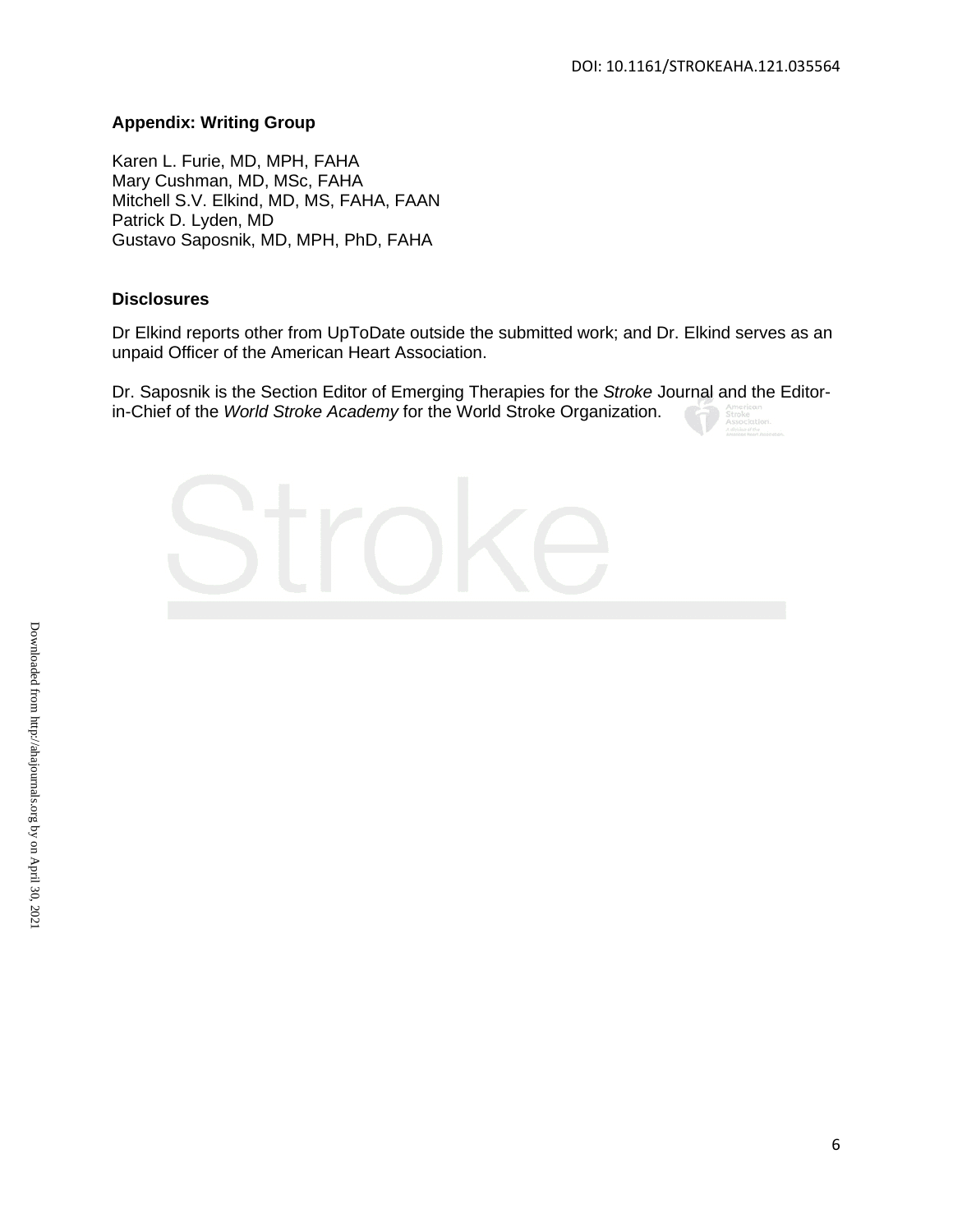## Appendix: Writing Group

Karen L. Furie, MD, MPH, FAHA
Mary Cushman, MD, MSc, FAHA
Mitchell S.V. Elkind, MD, MS, FAHA, FAAN
Patrick D. Lyden, MD
Gustavo Saposnik, MD, MPH, PhD, FAHA

## Disclosures

Dr Elkind reports other from UpToDate outside the submitted work; and Dr. Elkind serves as an unpaid Officer of the American Heart Association.

Dr. Saposnik is the Section Editor of Emerging Therapies for the *Stroke* Journal and the Editor-in-Chief of the *World Stroke Academy* for the World Stroke Organization.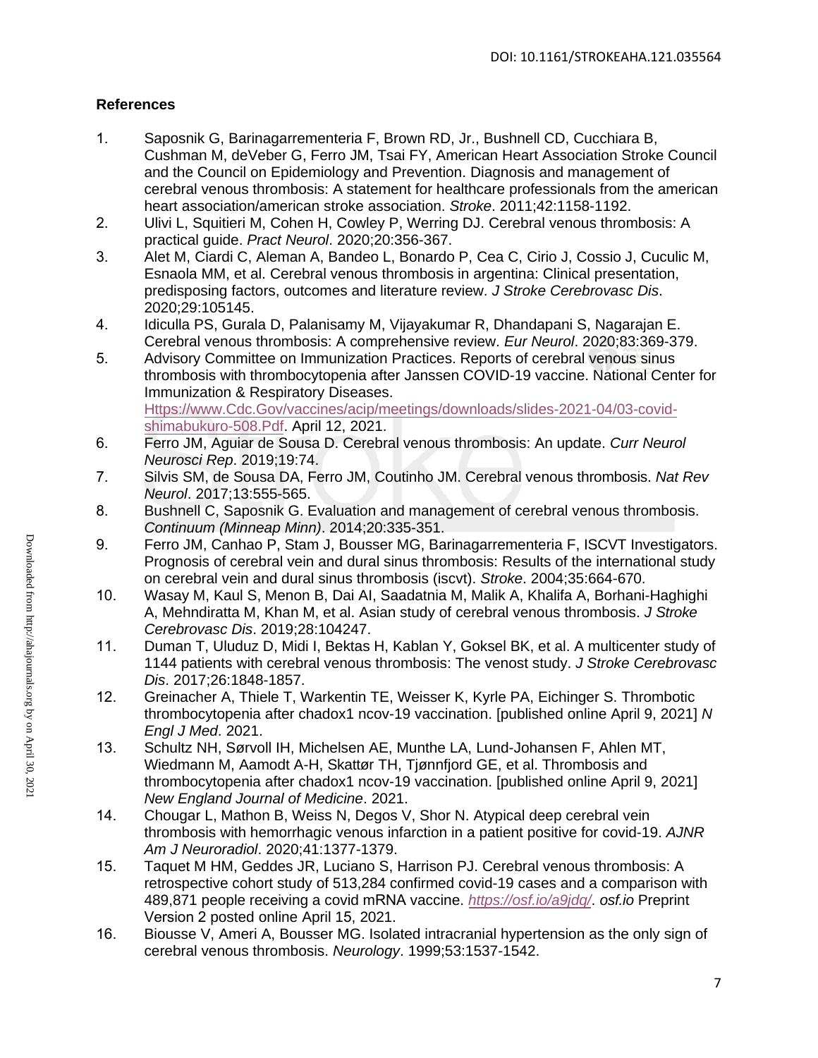## References

1. Saposnik G, Barinagarrementeria F, Brown RD, Jr., Bushnell CD, Cucchiara B, Cushman M, deVeber G, Ferro JM, Tsai FY, American Heart Association Stroke Council and the Council on Epidemiology and Prevention. Diagnosis and management of cerebral venous thrombosis: A statement for healthcare professionals from the american heart association/american stroke association. *Stroke*. 2011;42:1158-1192.
2. Ulivi L, Squitieri M, Cohen H, Cowley P, Werring DJ. Cerebral venous thrombosis: A practical guide. *Pract Neurol*. 2020;20:356-367.
3. Alet M, Ciardi C, Aleman A, Bandeo L, Bonardo P, Cea C, Cirio J, Cossio J, Cuculic M, Esnaola MM, et al. Cerebral venous thrombosis in argentina: Clinical presentation, predisposing factors, outcomes and literature review. *J Stroke Cerebrovasc Dis*. 2020;29:105145.
4. Idiculla PS, Gurala D, Palanisamy M, Vijayakumar R, Dhandapani S, Nagarajan E. Cerebral venous thrombosis: A comprehensive review. *Eur Neurol*. 2020;83:369-379.
5. Advisory Committee on Immunization Practices. Reports of cerebral venous sinus thrombosis with thrombocytopenia after Janssen COVID-19 vaccine. National Center for Immunization & Respiratory Diseases. Https://www.Cdc.Gov/vaccines/acip/meetings/downloads/slides-2021-04/03-covid-shimabukuro-508.Pdf. April 12, 2021.
6. Ferro JM, Aguiar de Sousa D. Cerebral venous thrombosis: An update. *Curr Neurol Neurosci Rep*. 2019;19:74.
7. Silvis SM, de Sousa DA, Ferro JM, Coutinho JM. Cerebral venous thrombosis. *Nat Rev Neurol*. 2017;13:555-565.
8. Bushnell C, Saposnik G. Evaluation and management of cerebral venous thrombosis. *Continuum (Minneap Minn)*. 2014;20:335-351.
9. Ferro JM, Canhao P, Stam J, Bousser MG, Barinagarrementeria F, ISCVT Investigators. Prognosis of cerebral vein and dural sinus thrombosis: Results of the international study on cerebral vein and dural sinus thrombosis (iscvt). *Stroke*. 2004;35:664-670.
10. Wasay M, Kaul S, Menon B, Dai AI, Saadatnia M, Malik A, Khalifa A, Borhani-Haghighi A, Mehndiratta M, Khan M, et al. Asian study of cerebral venous thrombosis. *J Stroke Cerebrovasc Dis*. 2019;28:104247.
11. Duman T, Uluduz D, Midi I, Bektas H, Kablan Y, Goksel BK, et al. A multicenter study of 1144 patients with cerebral venous thrombosis: The venost study. *J Stroke Cerebrovasc Dis*. 2017;26:1848-1857.
12. Greinacher A, Thiele T, Warkentin TE, Weisser K, Kyrle PA, Eichinger S. Thrombotic thrombocytopenia after chadox1 ncov-19 vaccination. [published online April 9, 2021] *N Engl J Med*. 2021.
13. Schultz NH, Sørvoll IH, Michelsen AE, Munthe LA, Lund-Johansen F, Ahlen MT, Wiedmann M, Aamodt A-H, Skattør TH, Tjønnfjord GE, et al. Thrombosis and thrombocytopenia after chadox1 ncov-19 vaccination. [published online April 9, 2021] *New England Journal of Medicine*. 2021.
14. Chougar L, Mathon B, Weiss N, Degos V, Shor N. Atypical deep cerebral vein thrombosis with hemorrhagic venous infarction in a patient positive for covid-19. *AJNR Am J Neuroradiol*. 2020;41:1377-1379.
15. Taquet M HM, Geddes JR, Luciano S, Harrison PJ. Cerebral venous thrombosis: A retrospective cohort study of 513,284 confirmed covid-19 cases and a comparison with 489,871 people receiving a covid mRNA vaccine. *https://osf.io/a9jdq/*. *osf.io* Preprint Version 2 posted online April 15, 2021.
16. Biousse V, Ameri A, Bousser MG. Isolated intracranial hypertension as the only sign of cerebral venous thrombosis. *Neurology*. 1999;53:1537-1542.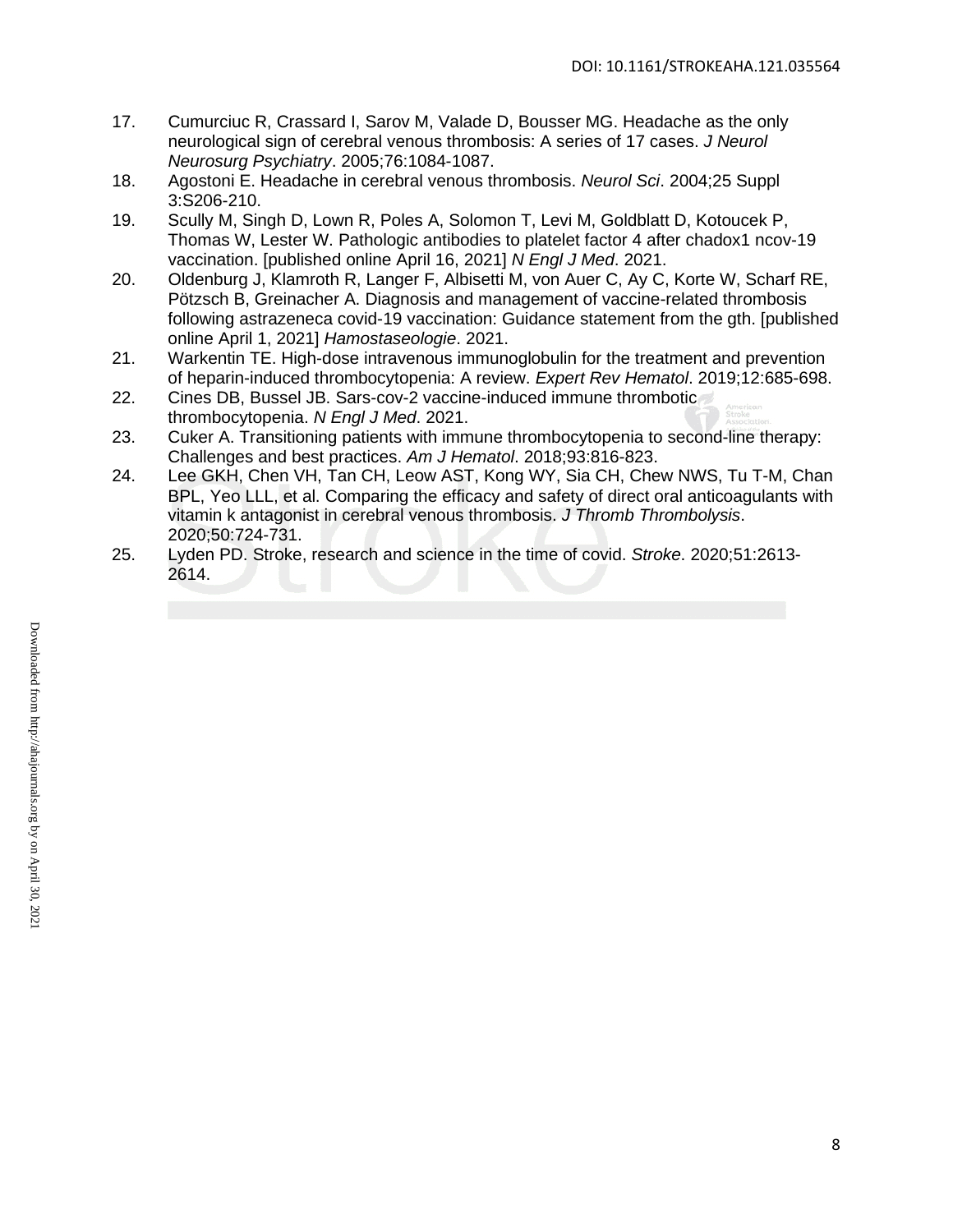17. Cumurciuc R, Crassard I, Sarov M, Valade D, Bousser MG. Headache as the only neurological sign of cerebral venous thrombosis: A series of 17 cases. *J Neurol Neurosurg Psychiatry*. 2005;76:1084-1087.
18. Agostoni E. Headache in cerebral venous thrombosis. *Neurol Sci*. 2004;25 Suppl 3:S206-210.
19. Scully M, Singh D, Lown R, Poles A, Solomon T, Levi M, Goldblatt D, Kotoucek P, Thomas W, Lester W. Pathologic antibodies to platelet factor 4 after chadox1 ncov-19 vaccination. [published online April 16, 2021] *N Engl J Med*. 2021.
20. Oldenburg J, Klamroth R, Langer F, Albisetti M, von Auer C, Ay C, Korte W, Scharf RE, Pötzsch B, Greinacher A. Diagnosis and management of vaccine-related thrombosis following astrazeneca covid-19 vaccination: Guidance statement from the gth. [published online April 1, 2021] *Hamostaseologie*. 2021.
21. Warkentin TE. High-dose intravenous immunoglobulin for the treatment and prevention of heparin-induced thrombocytopenia: A review. *Expert Rev Hematol*. 2019;12:685-698.
22. Cines DB, Bussel JB. Sars-cov-2 vaccine-induced immune thrombotic thrombocytopenia. *N Engl J Med*. 2021.
23. Cuker A. Transitioning patients with immune thrombocytopenia to second-line therapy: Challenges and best practices. *Am J Hematol*. 2018;93:816-823.
24. Lee GKH, Chen VH, Tan CH, Leow AST, Kong WY, Sia CH, Chew NWS, Tu T-M, Chan BPL, Yeo LLL, et al. Comparing the efficacy and safety of direct oral anticoagulants with vitamin k antagonist in cerebral venous thrombosis. *J Thromb Thrombolysis*. 2020;50:724-731.
25. Lyden PD. Stroke, research and science in the time of covid. *Stroke*. 2020;51:2613-2614.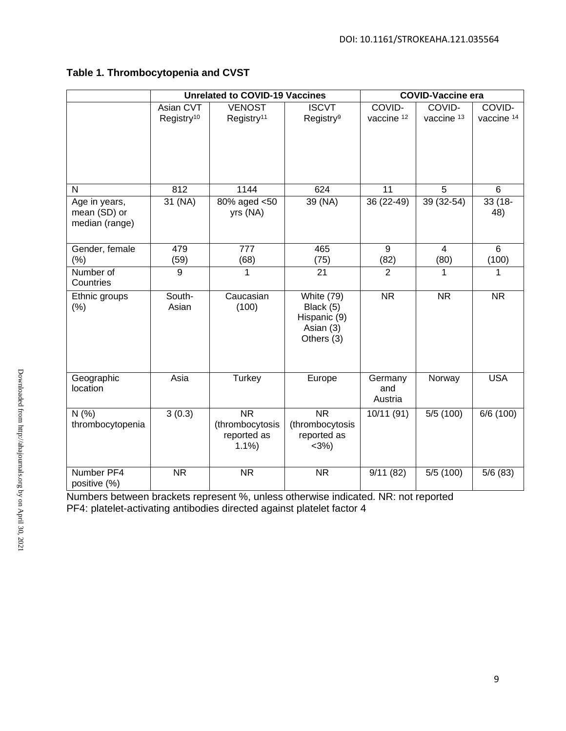**Table 1. Thrombocytopenia and CVST**

| | Unrelated to COVID-19 Vaccines | | | COVID-Vaccine era | | |
|---|---|---|---|---|---|---|
| | Asian CVT Registry[10] | VENOST Registry[11] | ISCVT Registry[9] | COVID-vaccine [12] | COVID-vaccine [13] | COVID-vaccine [14] |
| N | 812 | 1144 | 624 | 11 | 5 | 6 |
| Age in years, mean (SD) or median (range) | 31 (NA) | 80% aged <50 yrs (NA) | 39 (NA) | 36 (22-49) | 39 (32-54) | 33 (18-48) |
| Gender, female (%) | 479 (59) | 777 (68) | 465 (75) | 9 (82) | 4 (80) | 6 (100) |
| Number of Countries | 9 | 1 | 21 | 2 | 1 | 1 |
| Ethnic groups (%) | South-Asian | Caucasian (100) | White (79) Black (5) Hispanic (9) Asian (3) Others (3) | NR | NR | NR |
| Geographic location | Asia | Turkey | Europe | Germany and Austria | Norway | USA |
| N (%) thrombocytopenia | 3 (0.3) | NR (thrombocytosis reported as 1.1%) | NR (thrombocytosis reported as <3%) | 10/11 (91) | 5/5 (100) | 6/6 (100) |
| Number PF4 positive (%) | NR | NR | NR | 9/11 (82) | 5/5 (100) | 5/6 (83) |

Numbers between brackets represent %, unless otherwise indicated. NR: not reported
PF4: platelet-activating antibodies directed against platelet factor 4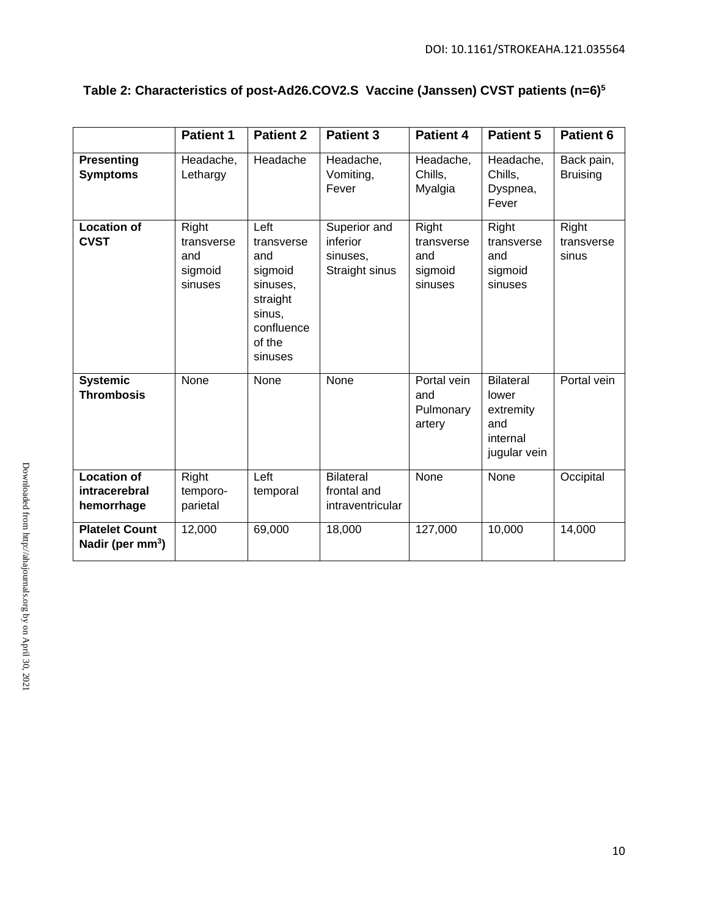**Table 2: Characteristics of post-Ad26.COV2.S Vaccine (Janssen) CVST patients (n=6)[5]**

| | Patient 1 | Patient 2 | Patient 3 | Patient 4 | Patient 5 | Patient 6 |
|---|---|---|---|---|---|---|
| **Presenting Symptoms** | Headache, Lethargy | Headache | Headache, Vomiting, Fever | Headache, Chills, Myalgia | Headache, Chills, Dyspnea, Fever | Back pain, Bruising |
| **Location of CVST** | Right transverse and sigmoid sinuses | Left transverse and sigmoid sinuses, straight sinus, confluence of the sinuses | Superior and inferior sinuses, Straight sinus | Right transverse and sigmoid sinuses | Right transverse and sigmoid sinuses | Right transverse sinus |
| **Systemic Thrombosis** | None | None | None | Portal vein and Pulmonary artery | Bilateral lower extremity and internal jugular vein | Portal vein |
| **Location of intracerebral hemorrhage** | Right temporo-parietal | Left temporal | Bilateral frontal and intraventricular | None | None | Occipital |
| **Platelet Count Nadir (per $mm^3$)** | 12,000 | 69,000 | 18,000 | 127,000 | 10,000 | 14,000 |